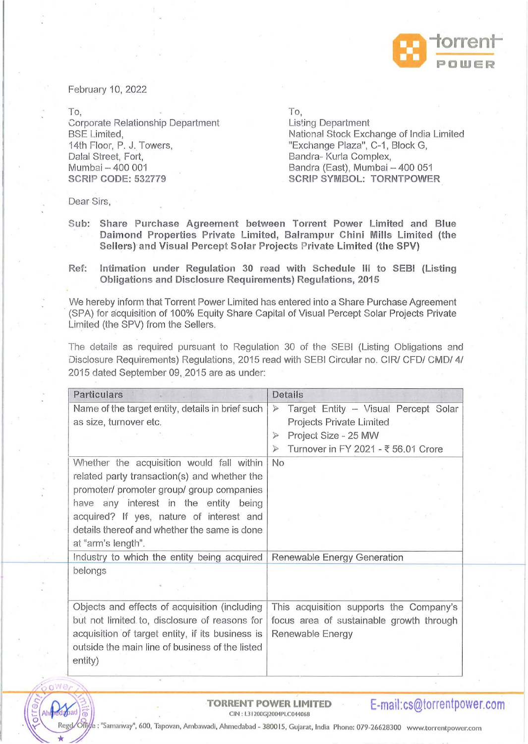February 10, 2022

To,
Corporate Relationship Department
BSE Limited,
14th Floor, P. J. Towers,
Dalal Street, Fort,
Mumbai – 400 001
**SCRIP CODE: 532779**

To,
Listing Department
National Stock Exchange of India Limited
"Exchange Plaza", C-1, Block G,
Bandra- Kurla Complex,
Bandra (East), Mumbai – 400 051
**SCRIP SYMBOL: TORNTPOWER**

Dear Sirs,

**Sub: Share Purchase Agreement between Torrent Power Limited and Blue Daimond Properties Private Limited, Balrampur Chini Mills Limited (the Sellers) and Visual Percept Solar Projects Private Limited (the SPV)**

**Ref: Intimation under Regulation 30 read with Schedule III to SEBI (Listing Obligations and Disclosure Requirements) Regulations, 2015**

We hereby inform that Torrent Power Limited has entered into a Share Purchase Agreement (SPA) for acquisition of 100% Equity Share Capital of Visual Percept Solar Projects Private Limited (the SPV) from the Sellers.

The details as required pursuant to Regulation 30 of the SEBI (Listing Obligations and Disclosure Requirements) Regulations, 2015 read with SEBI Circular no. CIR/ CFD/ CMD/ 4/ 2015 dated September 09, 2015 are as under:

| Particulars | Details |
|---|---|
| Name of the target entity, details in brief such as size, turnover etc. | ➢ Target Entity – Visual Percept Solar Projects Private Limited<br>➢ Project Size - 25 MW<br>➢ Turnover in FY 2021 - ₹ 56.01 Crore |
| Whether the acquisition would fall within related party transaction(s) and whether the promoter/ promoter group/ group companies have any interest in the entity being acquired? If yes, nature of interest and details thereof and whether the same is done at "arm's length". | No |
| Industry to which the entity being acquired belongs | Renewable Energy Generation |
| Objects and effects of acquisition (including but not limited to, disclosure of reasons for acquisition of target entity, if its business is outside the main line of business of the listed entity) | This acquisition supports the Company's focus area of sustainable growth through Renewable Energy |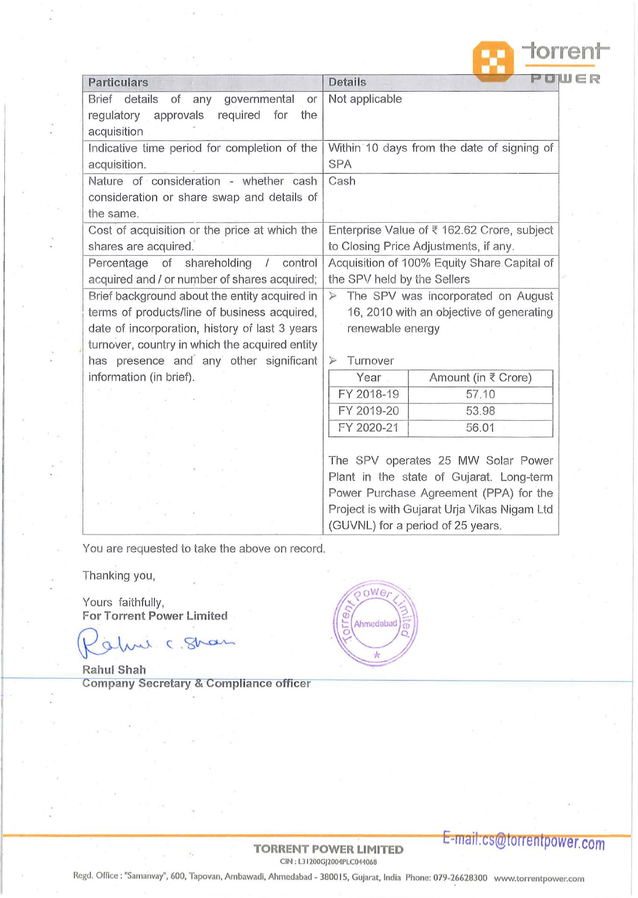| Particulars | Details |
| --- | --- |
| Brief details of any governmental or regulatory approvals required for the acquisition | Not applicable |
| Indicative time period for completion of the acquisition. | Within 10 days from the date of signing of SPA |
| Nature of consideration - whether cash consideration or share swap and details of the same. | Cash |
| Cost of acquisition or the price at which the shares are acquired. | Enterprise Value of ₹ 162.62 Crore, subject to Closing Price Adjustments, if any. |
| Percentage of shareholding / control acquired and / or number of shares acquired; | Acquisition of 100% Equity Share Capital of the SPV held by the Sellers |
| Brief background about the entity acquired in terms of products/line of business acquired, date of incorporation, history of last 3 years turnover, country in which the acquired entity has presence and any other significant information (in brief). | ➢ The SPV was incorporated on August 16, 2010 with an objective of generating renewable energy<br><br>➢ Turnover<br><br>Year: FY 2018-19 – Amount (in ₹ Crore): 57.10<br>Year: FY 2019-20 – Amount (in ₹ Crore): 53.98<br>Year: FY 2020-21 – Amount (in ₹ Crore): 56.01<br><br>The SPV operates 25 MW Solar Power Plant in the state of Gujarat. Long-term Power Purchase Agreement (PPA) for the Project is with Gujarat Urja Vikas Nigam Ltd (GUVNL) for a period of 25 years. |

You are requested to take the above on record.

Thanking you,

Yours faithfully,
**For Torrent Power Limited**

Rahul Shah
**Company Secretary & Compliance officer**